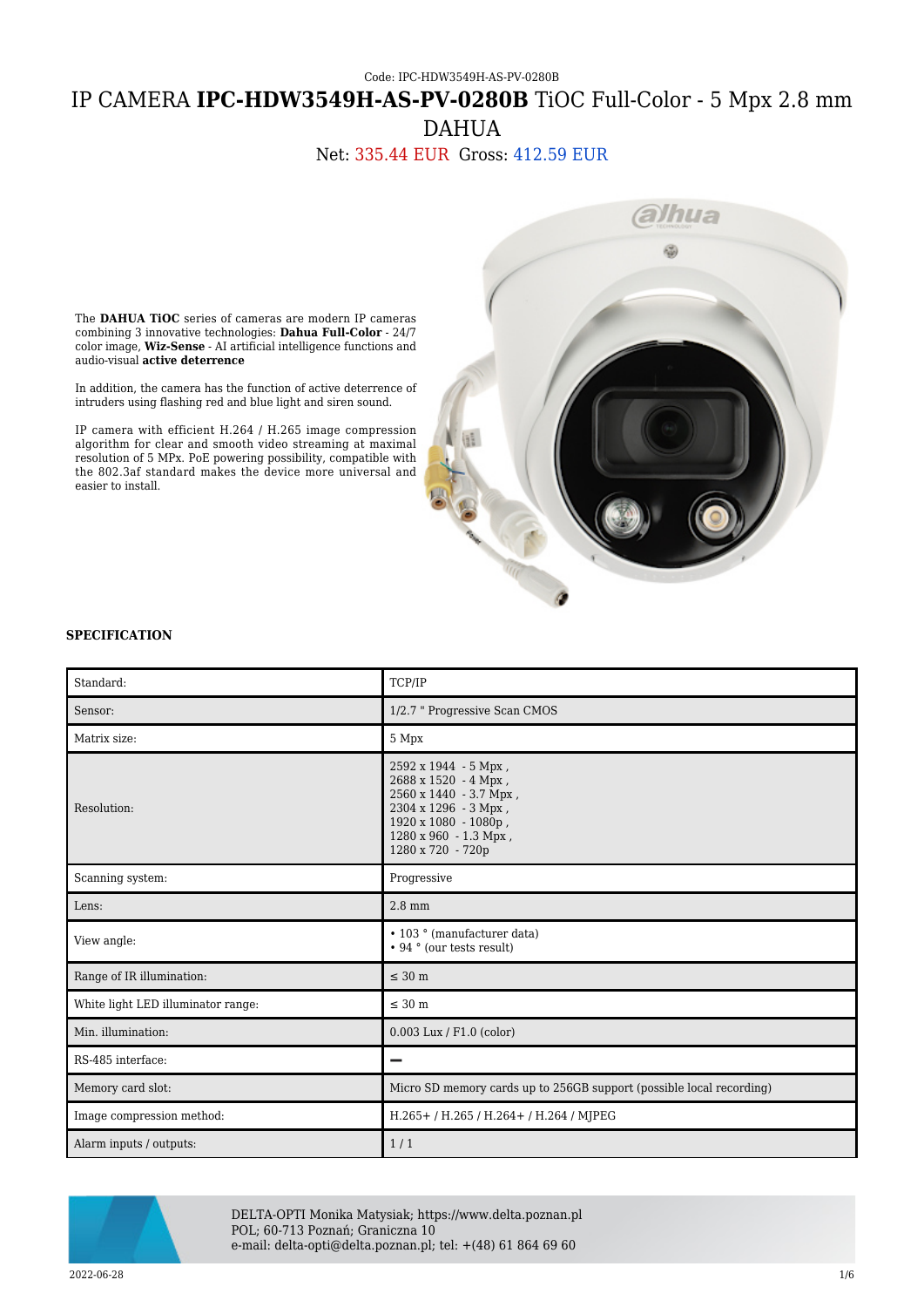Code: IPC-HDW3549H-AS-PV-0280B

# IP CAMERA **IPC-HDW3549H-AS-PV-0280B** TiOC Full-Color - 5 Mpx 2.8 mm DAHUA

Net: 335.44 EUR Gross: 412.59 EUR

The **DAHUA TiOC** series of cameras are modern IP cameras combining 3 innovative technologies: **Dahua Full-Color** - 24/7 color image, **Wiz-Sense** - AI artificial intelligence functions and audio-visual **active deterrence**

In addition, the camera has the function of active deterrence of intruders using flashing red and blue light and siren sound.

IP camera with efficient H.264 / H.265 image compression algorithm for clear and smooth video streaming at maximal resolution of 5 MPx. PoE powering possibility, compatible with the 802.3af standard makes the device more universal and easier to install.

**SPECIFICATION**

| | |
|---|---|
| Standard: | TCP/IP |
| Sensor: | 1/2.7 " Progressive Scan CMOS |
| Matrix size: | 5 Mpx |
| Resolution: | 2592 x 1944 - 5 Mpx ,<br>2688 x 1520 - 4 Mpx ,<br>2560 x 1440 - 3.7 Mpx ,<br>2304 x 1296 - 3 Mpx ,<br>1920 x 1080 - 1080p ,<br>1280 x 960 - 1.3 Mpx ,<br>1280 x 720 - 720p |
| Scanning system: | Progressive |
| Lens: | 2.8 mm |
| View angle: | • 103 ° (manufacturer data)<br>• 94 ° (our tests result) |
| Range of IR illumination: | ≤ 30 m |
| White light LED illuminator range: | ≤ 30 m |
| Min. illumination: | 0.003 Lux / F1.0 (color) |
| RS-485 interface: | — |
| Memory card slot: | Micro SD memory cards up to 256GB support (possible local recording) |
| Image compression method: | H.265+ / H.265 / H.264+ / H.264 / MJPEG |
| Alarm inputs / outputs: | 1 / 1 |

DELTA-OPTI Monika Matysiak; https://www.delta.poznan.pl
POL; 60-713 Poznań; Graniczna 10
e-mail: delta-opti@delta.poznan.pl; tel: +(48) 61 864 69 60

2022-06-28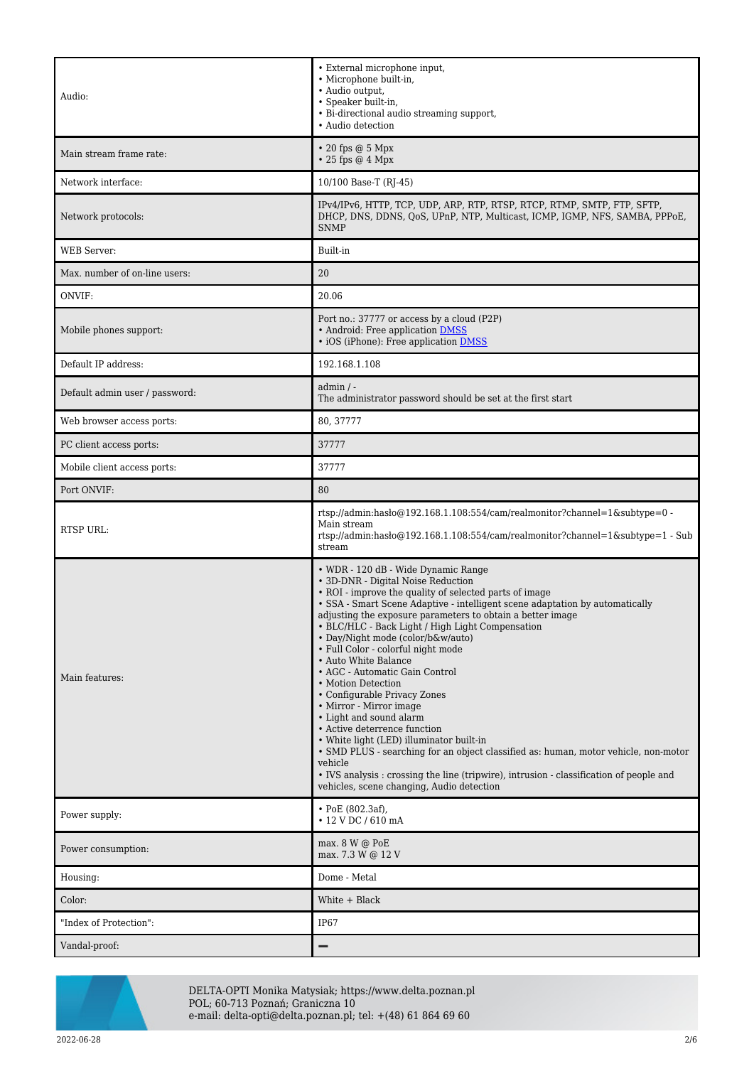| | |
|---|---|
| Audio: | • External microphone input,<br>• Microphone built-in,<br>• Audio output,<br>• Speaker built-in,<br>• Bi-directional audio streaming support,<br>• Audio detection |
| Main stream frame rate: | • 20 fps @ 5 Mpx<br>• 25 fps @ 4 Mpx |
| Network interface: | 10/100 Base-T (RJ-45) |
| Network protocols: | IPv4/IPv6, HTTP, TCP, UDP, ARP, RTP, RTSP, RTCP, RTMP, SMTP, FTP, SFTP, DHCP, DNS, DDNS, QoS, UPnP, NTP, Multicast, ICMP, IGMP, NFS, SAMBA, PPPoE, SNMP |
| WEB Server: | Built-in |
| Max. number of on-line users: | 20 |
| ONVIF: | 20.06 |
| Mobile phones support: | Port no.: 37777 or access by a cloud (P2P)<br>• Android: Free application DMSS<br>• iOS (iPhone): Free application DMSS |
| Default IP address: | 192.168.1.108 |
| Default admin user / password: | admin / -<br>The administrator password should be set at the first start |
| Web browser access ports: | 80, 37777 |
| PC client access ports: | 37777 |
| Mobile client access ports: | 37777 |
| Port ONVIF: | 80 |
| RTSP URL: | rtsp://admin:hasło@192.168.1.108:554/cam/realmonitor?channel=1&subtype=0 - Main stream<br>rtsp://admin:hasło@192.168.1.108:554/cam/realmonitor?channel=1&subtype=1 - Sub stream |
| Main features: | • WDR - 120 dB - Wide Dynamic Range<br>• 3D-DNR - Digital Noise Reduction<br>• ROI - improve the quality of selected parts of image<br>• SSA - Smart Scene Adaptive - intelligent scene adaptation by automatically adjusting the exposure parameters to obtain a better image<br>• BLC/HLC - Back Light / High Light Compensation<br>• Day/Night mode (color/b&w/auto)<br>• Full Color - colorful night mode<br>• Auto White Balance<br>• AGC - Automatic Gain Control<br>• Motion Detection<br>• Configurable Privacy Zones<br>• Mirror - Mirror image<br>• Light and sound alarm<br>• Active deterrence function<br>• White light (LED) illuminator built-in<br>• SMD PLUS - searching for an object classified as: human, motor vehicle, non-motor vehicle<br>• IVS analysis : crossing the line (tripwire), intrusion - classification of people and vehicles, scene changing, Audio detection |
| Power supply: | • PoE (802.3af),<br>• 12 V DC / 610 mA |
| Power consumption: | max. 8 W @ PoE<br>max. 7.3 W @ 12 V |
| Housing: | Dome - Metal |
| Color: | White + Black |
| "Index of Protection": | IP67 |
| Vandal-proof: | — |

DELTA-OPTI Monika Matysiak; https://www.delta.poznan.pl
POL; 60-713 Poznań; Graniczna 10
e-mail: delta-opti@delta.poznan.pl; tel: +(48) 61 864 69 60

2022-06-28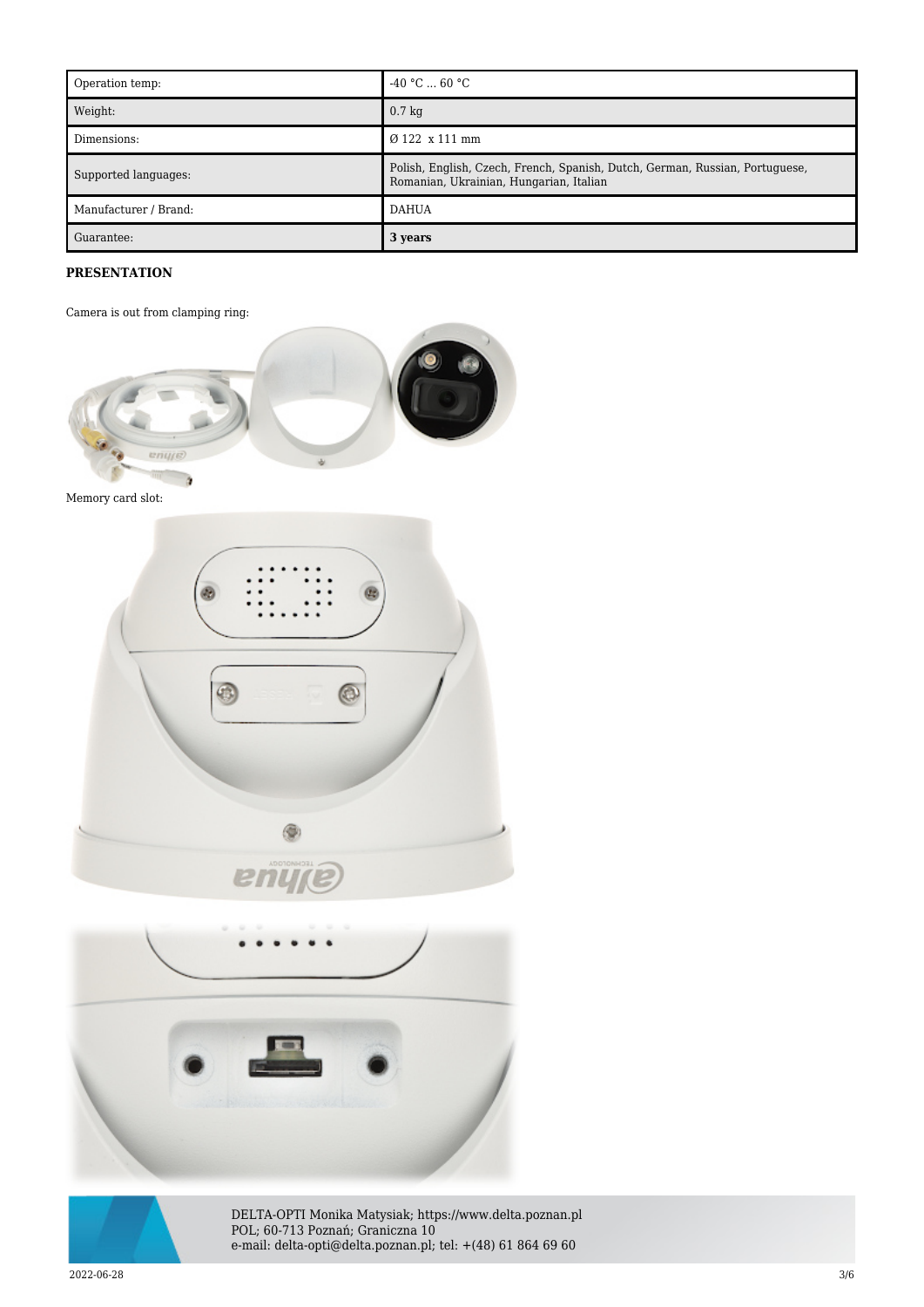| | |
|---|---|
| Operation temp: | -40 °C ... 60 °C |
| Weight: | 0.7 kg |
| Dimensions: | Ø 122  x 111 mm |
| Supported languages: | Polish, English, Czech, French, Spanish, Dutch, German, Russian, Portuguese, Romanian, Ukrainian, Hungarian, Italian |
| Manufacturer / Brand: | DAHUA |
| Guarantee: | **3 years** |

**PRESENTATION**

Camera is out from clamping ring:

Memory card slot:

DELTA-OPTI Monika Matysiak; https://www.delta.poznan.pl
POL; 60-713 Poznań; Graniczna 10
e-mail: delta-opti@delta.poznan.pl; tel: +(48) 61 864 69 60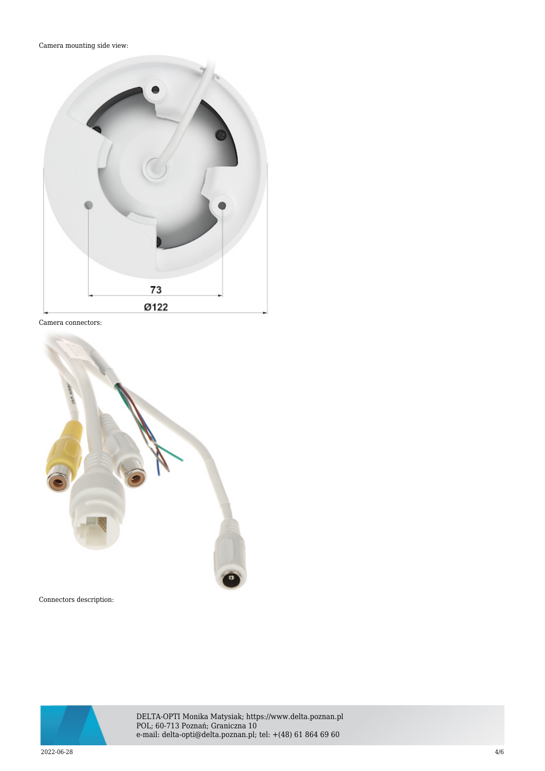Camera mounting side view:

73

Ø122

Camera connectors:

Connectors description: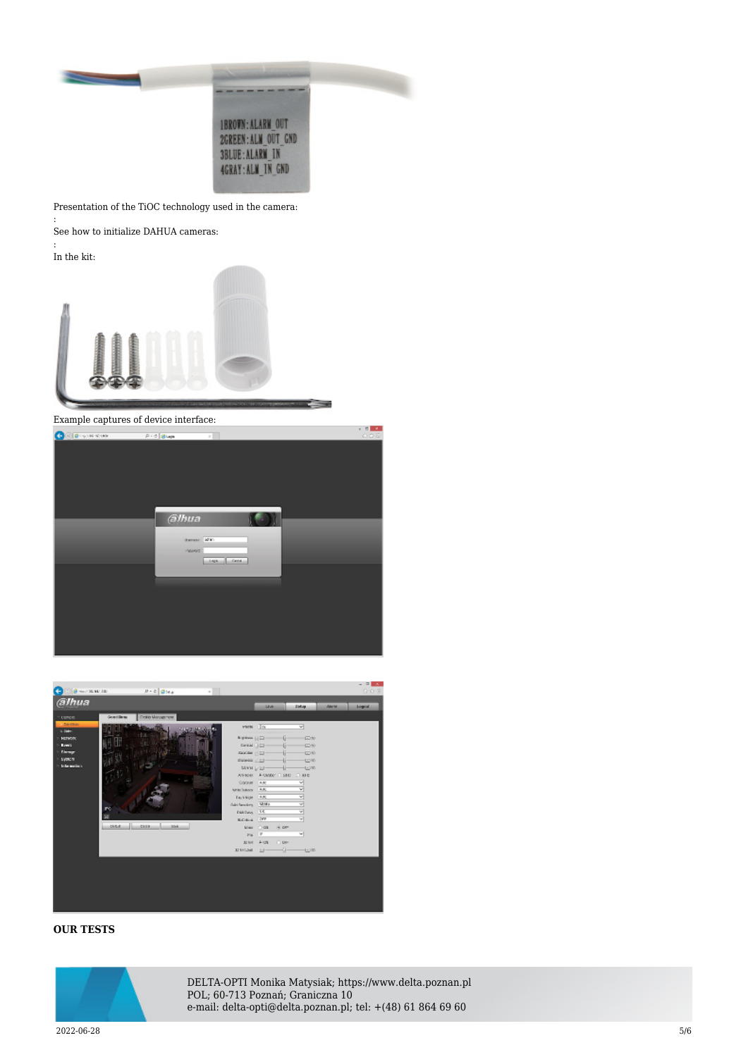Presentation of the TiOC technology used in the camera:

:

See how to initialize DAHUA cameras:

:

In the kit:

Example captures of device interface:

**OUR TESTS**

DELTA-OPTI Monika Matysiak; https://www.delta.poznan.pl
POL; 60-713 Poznań; Graniczna 10
e-mail: delta-opti@delta.poznan.pl; tel: +(48) 61 864 69 60

2022-06-28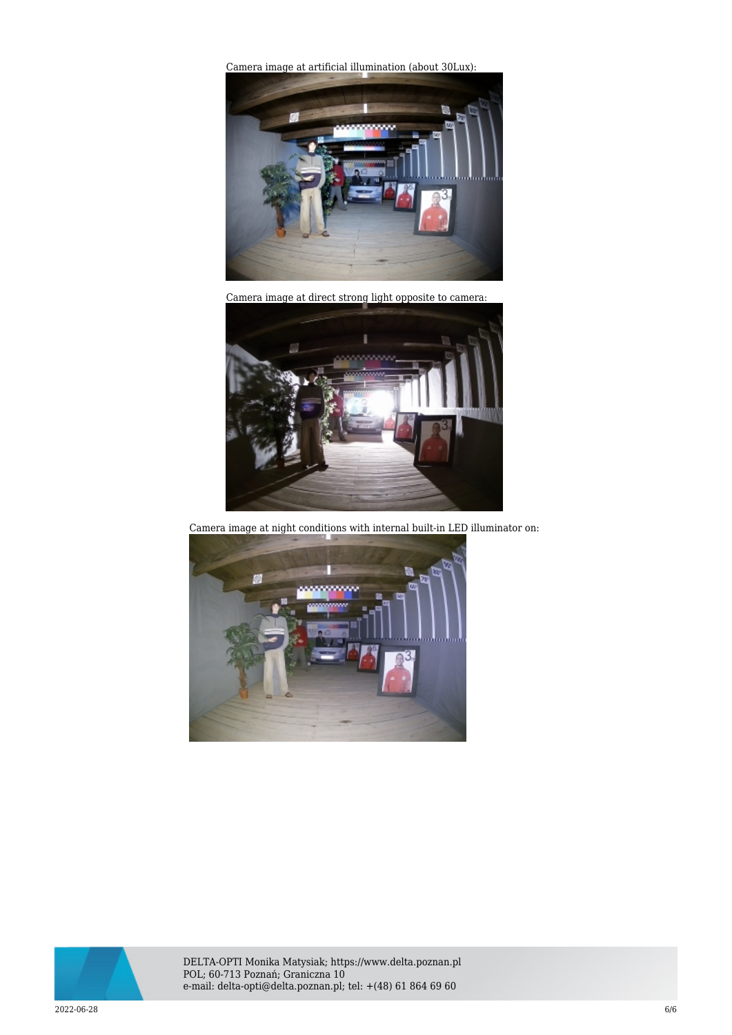Camera image at artificial illumination (about 30Lux):

Camera image at direct strong light opposite to camera:

Camera image at night conditions with internal built-in LED illuminator on: